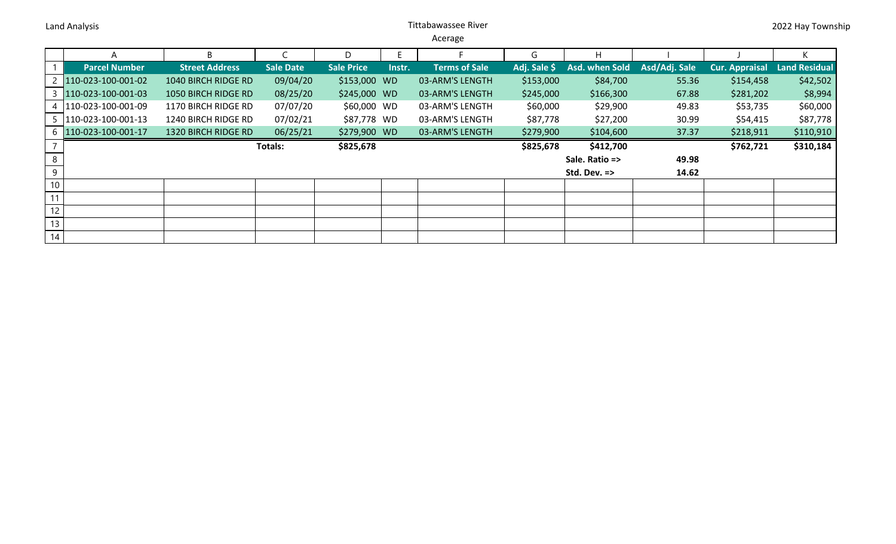Land Analysis

# Tittabawassee River

## Acerage

2022 Hay Township

| | A | B | C | D | E | F | G | H | I | J | K |
|---|---|---|---|---|---|---|---|---|---|---|---|
| 1 | **Parcel Number** | **Street Address** | **Sale Date** | **Sale Price** | **Instr.** | **Terms of Sale** | **Adj. Sale $** | **Asd. when Sold** | **Asd/Adj. Sale** | **Cur. Appraisal** | **Land Residual** |
| 2 | 110-023-100-001-02 | 1040 BIRCH RIDGE RD | 09/04/20 | $153,000 | WD | 03-ARM'S LENGTH | $153,000 | $84,700 | 55.36 | $154,458 | $42,502 |
| 3 | 110-023-100-001-03 | 1050 BIRCH RIDGE RD | 08/25/20 | $245,000 | WD | 03-ARM'S LENGTH | $245,000 | $166,300 | 67.88 | $281,202 | $8,994 |
| 4 | 110-023-100-001-09 | 1170 BIRCH RIDGE RD | 07/07/20 | $60,000 | WD | 03-ARM'S LENGTH | $60,000 | $29,900 | 49.83 | $53,735 | $60,000 |
| 5 | 110-023-100-001-13 | 1240 BIRCH RIDGE RD | 07/02/21 | $87,778 | WD | 03-ARM'S LENGTH | $87,778 | $27,200 | 30.99 | $54,415 | $87,778 |
| 6 | 110-023-100-001-17 | 1320 BIRCH RIDGE RD | 06/25/21 | $279,900 | WD | 03-ARM'S LENGTH | $279,900 | $104,600 | 37.37 | $218,911 | $110,910 |
| 7 | | | **Totals:** | **$825,678** | | | **$825,678** | **$412,700** | | **$762,721** | **$310,184** |
| 8 | | | | | | | | **Sale. Ratio =>** | **49.98** | | |
| 9 | | | | | | | | **Std. Dev. =>** | **14.62** | | |
| 10 | | | | | | | | | | | |
| 11 | | | | | | | | | | | |
| 12 | | | | | | | | | | | |
| 13 | | | | | | | | | | | |
| 14 | | | | | | | | | | | |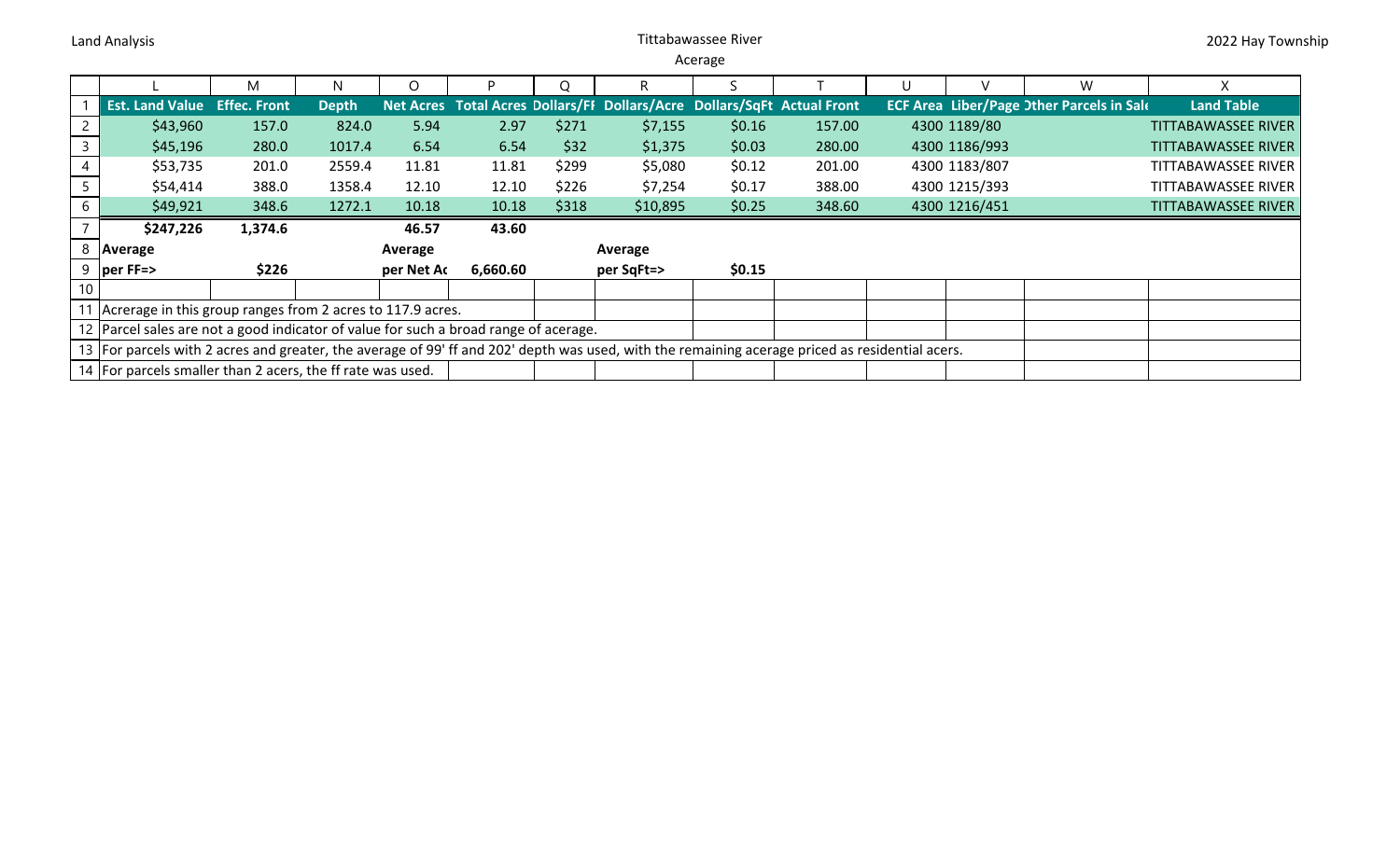Land Analysis

Tittabawassee River

Acerage

2022 Hay Township

| | L | M | N | O | P | Q | R | S | T | U | V | W | X |
|---|---|---|---|---|---|---|---|---|---|---|---|---|---|
| 1 | Est. Land Value | Effec. Front | Depth | Net Acres | Total Acres | Dollars/FF | Dollars/Acre | Dollars/SqFt | Actual Front | ECF Area | Liber/Page | Other Parcels in Sale | Land Table |
| 2 | $43,960 | 157.0 | 824.0 | 5.94 | 2.97 | $271 | $7,155 | $0.16 | 157.00 | 4300 | 1189/80 | | TITTABAWASSEE RIVER |
| 3 | $45,196 | 280.0 | 1017.4 | 6.54 | 6.54 | $32 | $1,375 | $0.03 | 280.00 | 4300 | 1186/993 | | TITTABAWASSEE RIVER |
| 4 | $53,735 | 201.0 | 2559.4 | 11.81 | 11.81 | $299 | $5,080 | $0.12 | 201.00 | 4300 | 1183/807 | | TITTABAWASSEE RIVER |
| 5 | $54,414 | 388.0 | 1358.4 | 12.10 | 12.10 | $226 | $7,254 | $0.17 | 388.00 | 4300 | 1215/393 | | TITTABAWASSEE RIVER |
| 6 | $49,921 | 348.6 | 1272.1 | 10.18 | 10.18 | $318 | $10,895 | $0.25 | 348.60 | 4300 | 1216/451 | | TITTABAWASSEE RIVER |
| 7 | $247,226 | 1,374.6 | | 46.57 | 43.60 | | | | | | | | |
| 8 | Average | | | Average | | | Average | | | | | | |
| 9 | per FF=> | $226 | | per Net Ac | 6,660.60 | | per SqFt=> | $0.15 | | | | | |
| 10 | | | | | | | | | | | | | |
| 11 | Acrerage in this group ranges from 2 acres to 117.9 acres. | | | | | | | | | | | | |
| 12 | Parcel sales are not a good indicator of value for such a broad range of acerage. | | | | | | | | | | | | |
| 13 | For parcels with 2 acres and greater, the average of 99' ff and 202' depth was used, with the remaining acerage priced as residential acers. | | | | | | | | | | | | |
| 14 | For parcels smaller than 2 acers, the ff rate was used. | | | | | | | | | | | | |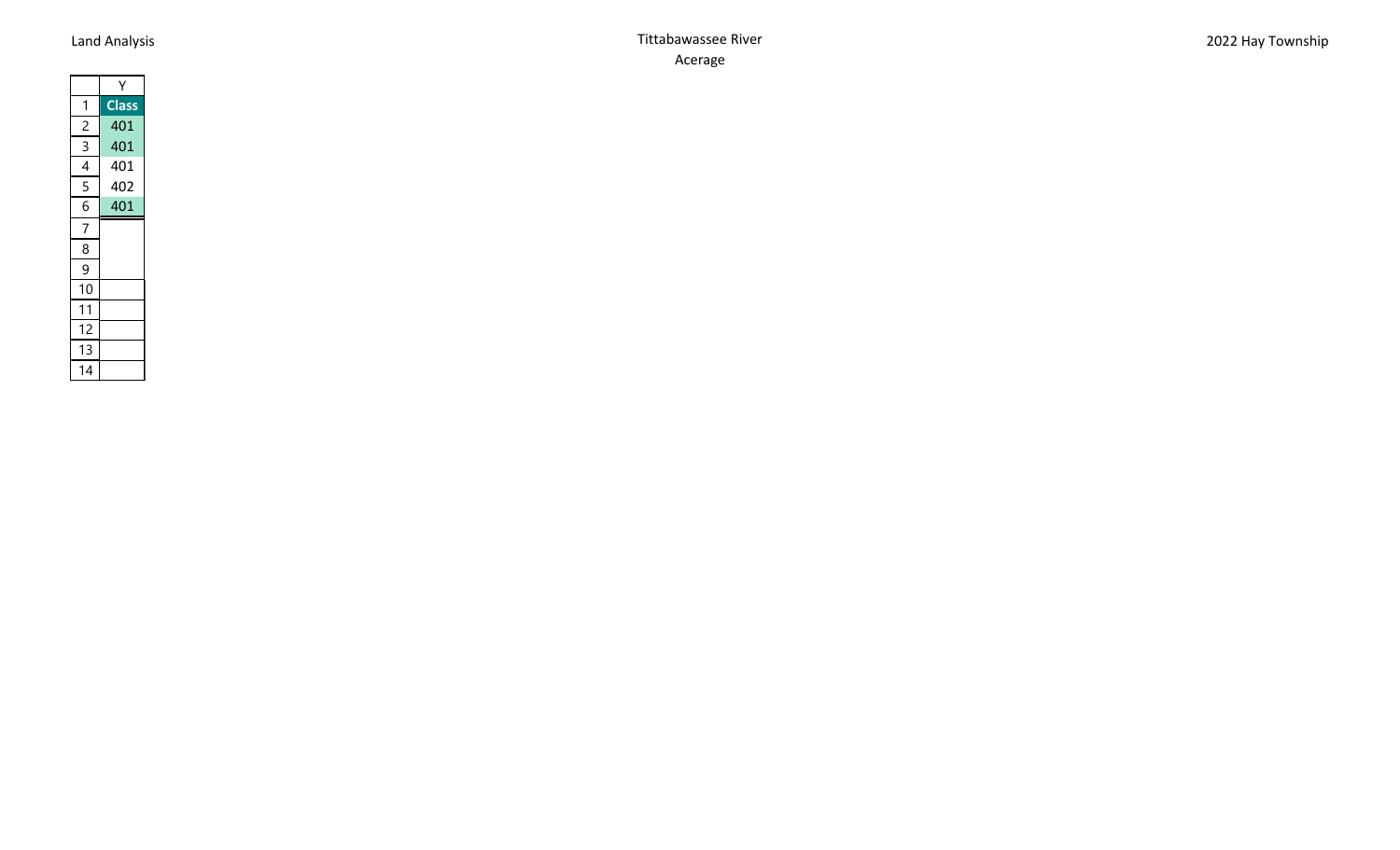Land Analysis

Tittabawassee River
Acerage

2022 Hay Township

| | Y |
|---|---|
| 1 | **Class** |
| 2 | 401 |
| 3 | 401 |
| 4 | 401 |
| 5 | 402 |
| 6 | 401 |
| 7 | |
| 8 | |
| 9 | |
| 10 | |
| 11 | |
| 12 | |
| 13 | |
| 14 | |